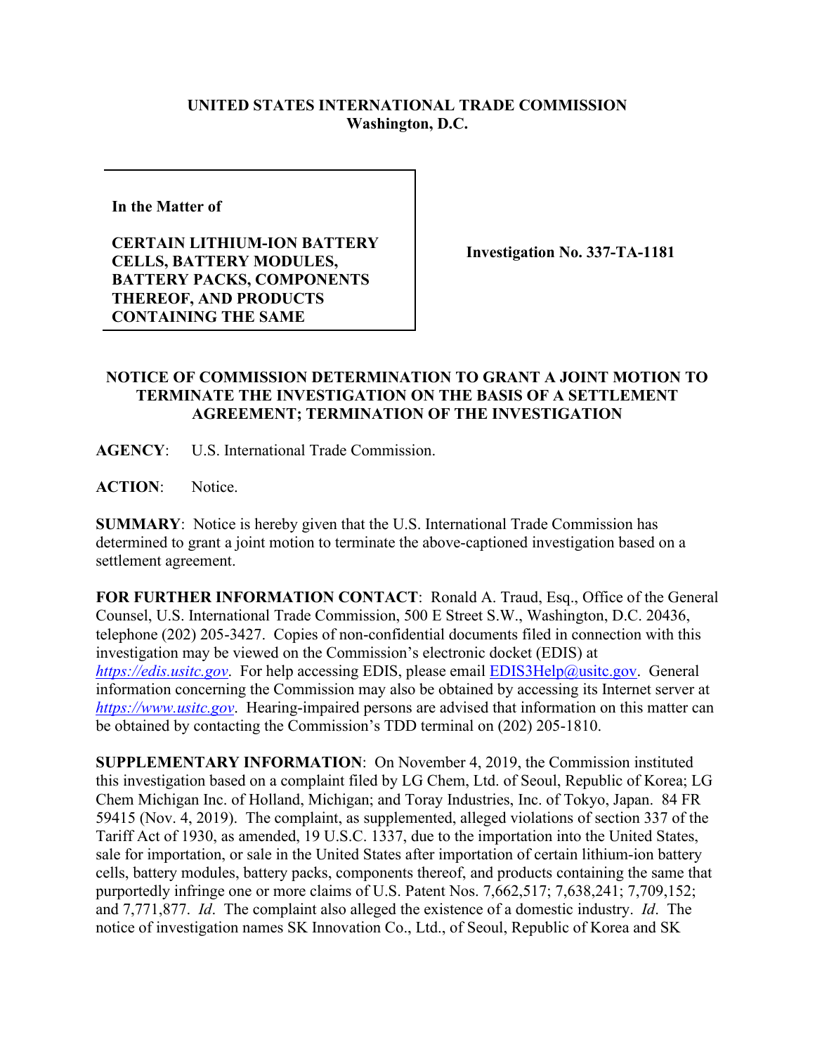**UNITED STATES INTERNATIONAL TRADE COMMISSION**
**Washington, D.C.**

**In the Matter of**

**CERTAIN LITHIUM-ION BATTERY CELLS, BATTERY MODULES, BATTERY PACKS, COMPONENTS THEREOF, AND PRODUCTS CONTAINING THE SAME**

**Investigation No. 337-TA-1181**

**NOTICE OF COMMISSION DETERMINATION TO GRANT A JOINT MOTION TO TERMINATE THE INVESTIGATION ON THE BASIS OF A SETTLEMENT AGREEMENT; TERMINATION OF THE INVESTIGATION**

**AGENCY**: U.S. International Trade Commission.

**ACTION**: Notice.

**SUMMARY**: Notice is hereby given that the U.S. International Trade Commission has determined to grant a joint motion to terminate the above-captioned investigation based on a settlement agreement.

**FOR FURTHER INFORMATION CONTACT**: Ronald A. Traud, Esq., Office of the General Counsel, U.S. International Trade Commission, 500 E Street S.W., Washington, D.C. 20436, telephone (202) 205-3427. Copies of non-confidential documents filed in connection with this investigation may be viewed on the Commission's electronic docket (EDIS) at *https://edis.usitc.gov*. For help accessing EDIS, please email EDIS3Help@usitc.gov. General information concerning the Commission may also be obtained by accessing its Internet server at *https://www.usitc.gov*. Hearing-impaired persons are advised that information on this matter can be obtained by contacting the Commission's TDD terminal on (202) 205-1810.

**SUPPLEMENTARY INFORMATION**: On November 4, 2019, the Commission instituted this investigation based on a complaint filed by LG Chem, Ltd. of Seoul, Republic of Korea; LG Chem Michigan Inc. of Holland, Michigan; and Toray Industries, Inc. of Tokyo, Japan. 84 FR 59415 (Nov. 4, 2019). The complaint, as supplemented, alleged violations of section 337 of the Tariff Act of 1930, as amended, 19 U.S.C. 1337, due to the importation into the United States, sale for importation, or sale in the United States after importation of certain lithium-ion battery cells, battery modules, battery packs, components thereof, and products containing the same that purportedly infringe one or more claims of U.S. Patent Nos. 7,662,517; 7,638,241; 7,709,152; and 7,771,877. *Id*. The complaint also alleged the existence of a domestic industry. *Id*. The notice of investigation names SK Innovation Co., Ltd., of Seoul, Republic of Korea and SK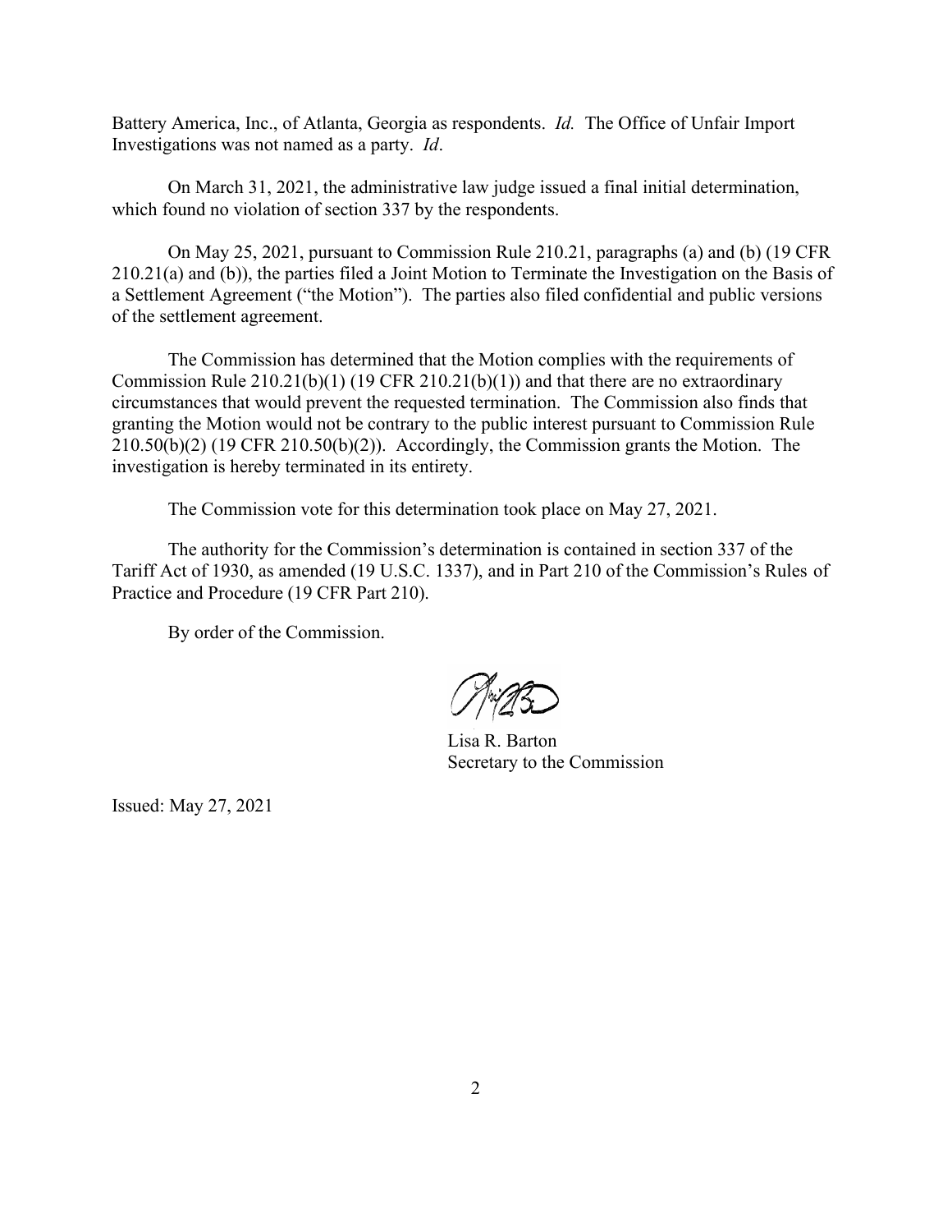Battery America, Inc., of Atlanta, Georgia as respondents. *Id.* The Office of Unfair Import Investigations was not named as a party. *Id*.

On March 31, 2021, the administrative law judge issued a final initial determination, which found no violation of section 337 by the respondents.

On May 25, 2021, pursuant to Commission Rule 210.21, paragraphs (a) and (b) (19 CFR 210.21(a) and (b)), the parties filed a Joint Motion to Terminate the Investigation on the Basis of a Settlement Agreement ("the Motion"). The parties also filed confidential and public versions of the settlement agreement.

The Commission has determined that the Motion complies with the requirements of Commission Rule 210.21(b)(1) (19 CFR 210.21(b)(1)) and that there are no extraordinary circumstances that would prevent the requested termination. The Commission also finds that granting the Motion would not be contrary to the public interest pursuant to Commission Rule 210.50(b)(2) (19 CFR 210.50(b)(2)). Accordingly, the Commission grants the Motion. The investigation is hereby terminated in its entirety.

The Commission vote for this determination took place on May 27, 2021.

The authority for the Commission's determination is contained in section 337 of the Tariff Act of 1930, as amended (19 U.S.C. 1337), and in Part 210 of the Commission's Rules of Practice and Procedure (19 CFR Part 210).

By order of the Commission.

Lisa R. Barton
Secretary to the Commission

Issued: May 27, 2021